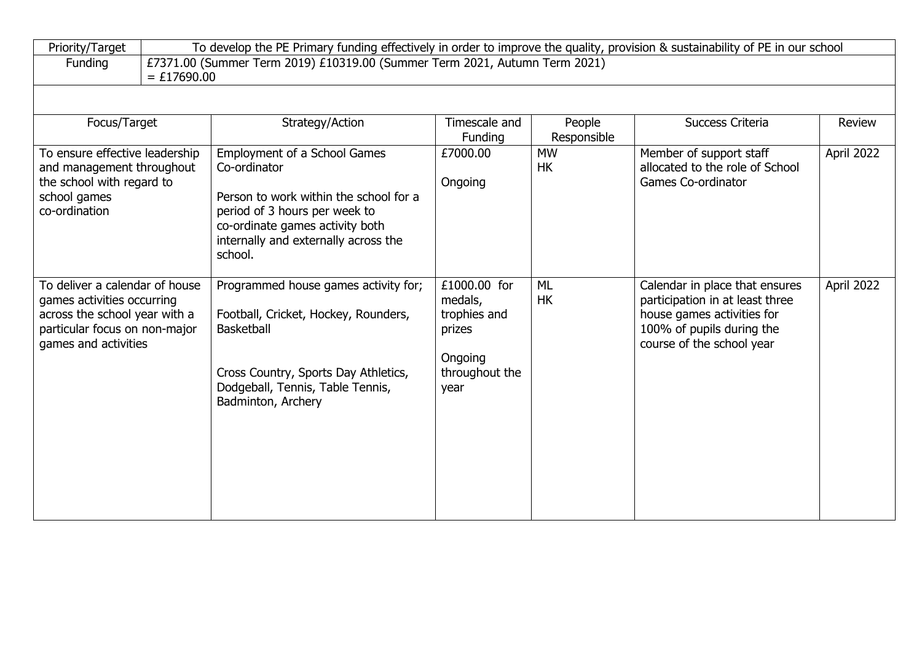| Priority/Target | To develop the PE Primary funding effectively in order to improve the quality, provision & sustainability of PE in our school |
|---|---|
| Funding | £7371.00 (Summer Term 2019) £10319.00 (Summer Term 2021, Autumn Term 2021) = £17690.00 |

| Focus/Target | Strategy/Action | Timescale and Funding | People Responsible | Success Criteria | Review |
|---|---|---|---|---|---|
| To ensure effective leadership and management throughout the school with regard to school games co-ordination | Employment of a School Games Co-ordinator<br><br>Person to work within the school for a period of 3 hours per week to co-ordinate games activity both internally and externally across the school. | £7000.00<br><br>Ongoing | MW<br>HK | Member of support staff allocated to the role of School Games Co-ordinator | April 2022 |
| To deliver a calendar of house games activities occurring across the school year with a particular focus on non-major games and activities | Programmed house games activity for;<br><br>Football, Cricket, Hockey, Rounders, Basketball<br><br>Cross Country, Sports Day Athletics, Dodgeball, Tennis, Table Tennis, Badminton, Archery | £1000.00 for medals, trophies and prizes<br><br>Ongoing throughout the year | ML<br>HK | Calendar in place that ensures participation in at least three house games activities for 100% of pupils during the course of the school year | April 2022 |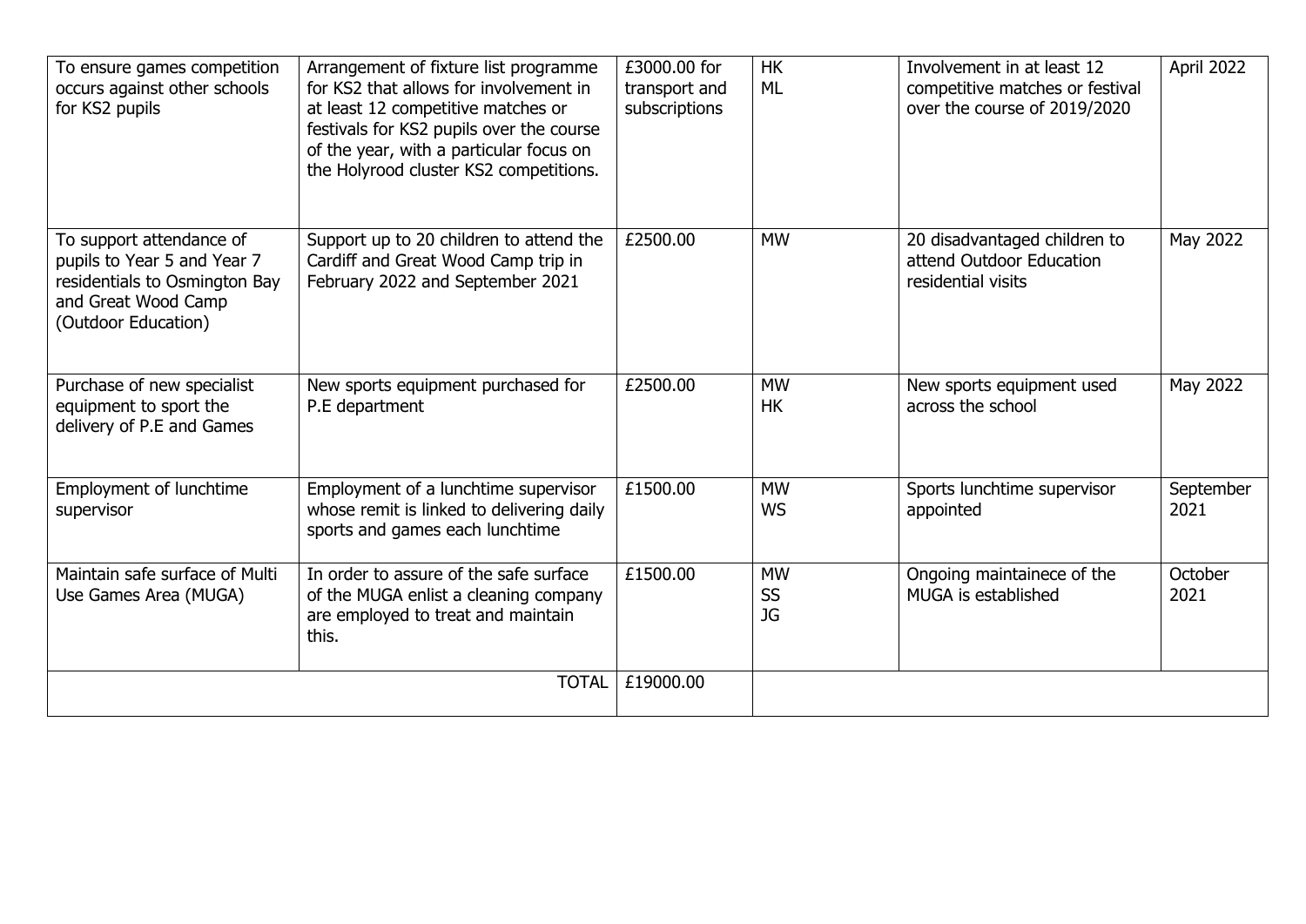| | | | | | |
|---|---|---|---|---|---|
| To ensure games competition occurs against other schools for KS2 pupils | Arrangement of fixture list programme for KS2 that allows for involvement in at least 12 competitive matches or festivals for KS2 pupils over the course of the year, with a particular focus on the Holyrood cluster KS2 competitions. | £3000.00 for transport and subscriptions | HK<br>ML | Involvement in at least 12 competitive matches or festival over the course of 2019/2020 | April 2022 |
| To support attendance of pupils to Year 5 and Year 7 residentials to Osmington Bay and Great Wood Camp (Outdoor Education) | Support up to 20 children to attend the Cardiff and Great Wood Camp trip in February 2022 and September 2021 | £2500.00 | MW | 20 disadvantaged children to attend Outdoor Education residential visits | May 2022 |
| Purchase of new specialist equipment to sport the delivery of P.E and Games | New sports equipment purchased for P.E department | £2500.00 | MW<br>HK | New sports equipment used across the school | May 2022 |
| Employment of lunchtime supervisor | Employment of a lunchtime supervisor whose remit is linked to delivering daily sports and games each lunchtime | £1500.00 | MW<br>WS | Sports lunchtime supervisor appointed | September 2021 |
| Maintain safe surface of Multi Use Games Area (MUGA) | In order to assure of the safe surface of the MUGA enlist a cleaning company are employed to treat and maintain this. | £1500.00 | MW<br>SS<br>JG | Ongoing maintainece of the MUGA is established | October 2021 |
| | TOTAL | £19000.00 | | | |